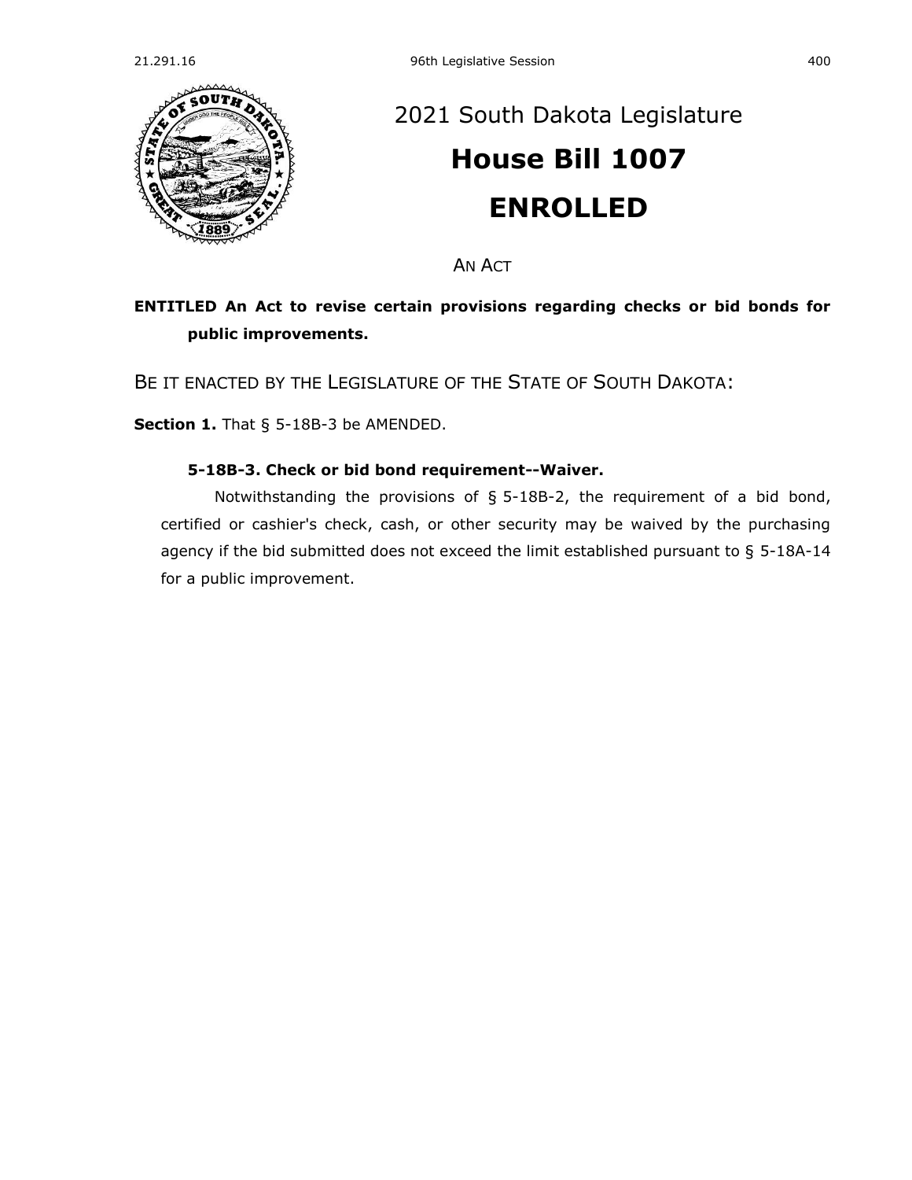2021 South Dakota Legislature

# House Bill 1007

# ENROLLED

AN ACT

**ENTITLED An Act to revise certain provisions regarding checks or bid bonds for public improvements.**

BE IT ENACTED BY THE LEGISLATURE OF THE STATE OF SOUTH DAKOTA:

**Section 1.** That § 5-18B-3 be AMENDED.

**5-18B-3. Check or bid bond requirement--Waiver.**

Notwithstanding the provisions of § 5-18B-2, the requirement of a bid bond, certified or cashier's check, cash, or other security may be waived by the purchasing agency if the bid submitted does not exceed the limit established pursuant to § 5-18A-14 for a public improvement.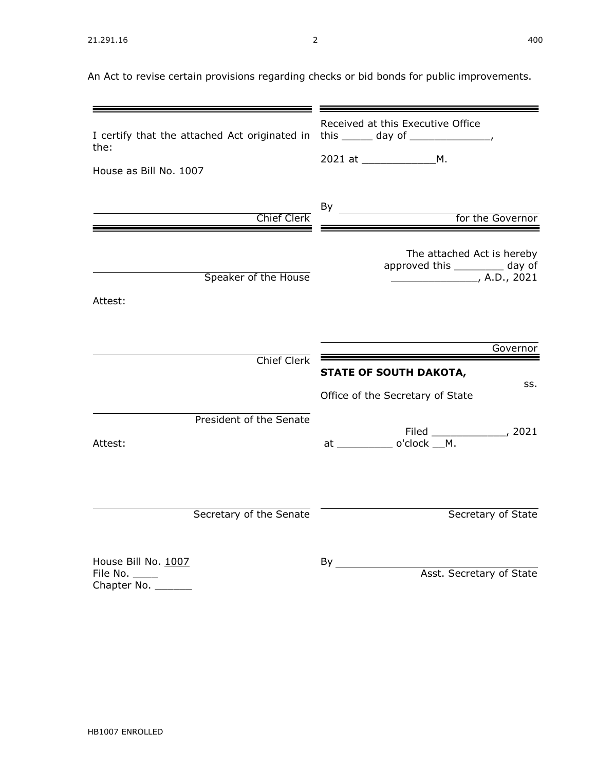An Act to revise certain provisions regarding checks or bid bonds for public improvements.

I certify that the attached Act originated in the:

House as Bill No. 1007

\_\_\_\_\_\_\_\_\_\_\_\_\_\_\_\_\_\_\_\_\_\_\_\_
Chief Clerk

\_\_\_\_\_\_\_\_\_\_\_\_\_\_\_\_\_\_\_\_\_\_\_\_
Speaker of the House

Attest:

\_\_\_\_\_\_\_\_\_\_\_\_\_\_\_\_\_\_\_\_\_\_\_\_
Chief Clerk

\_\_\_\_\_\_\_\_\_\_\_\_\_\_\_\_\_\_\_\_\_\_\_\_
President of the Senate

Attest:

\_\_\_\_\_\_\_\_\_\_\_\_\_\_\_\_\_\_\_\_\_\_\_\_
Secretary of the Senate

House Bill No. 1007
File No. ____
Chapter No. ______

Received at this Executive Office this _____ day of _____________,

2021 at ____________M.

By \_\_\_\_\_\_\_\_\_\_\_\_\_\_\_\_\_\_\_\_\_\_\_\_
for the Governor

The attached Act is hereby approved this ________ day of ______________, A.D., 2021

\_\_\_\_\_\_\_\_\_\_\_\_\_\_\_\_\_\_\_\_\_\_\_\_
Governor

**STATE OF SOUTH DAKOTA,**

ss.

Office of the Secretary of State

Filed ____________, 2021 at _________ o'clock __M.

\_\_\_\_\_\_\_\_\_\_\_\_\_\_\_\_\_\_\_\_\_\_\_\_
Secretary of State

By \_\_\_\_\_\_\_\_\_\_\_\_\_\_\_\_\_\_\_\_\_\_\_\_
Asst. Secretary of State